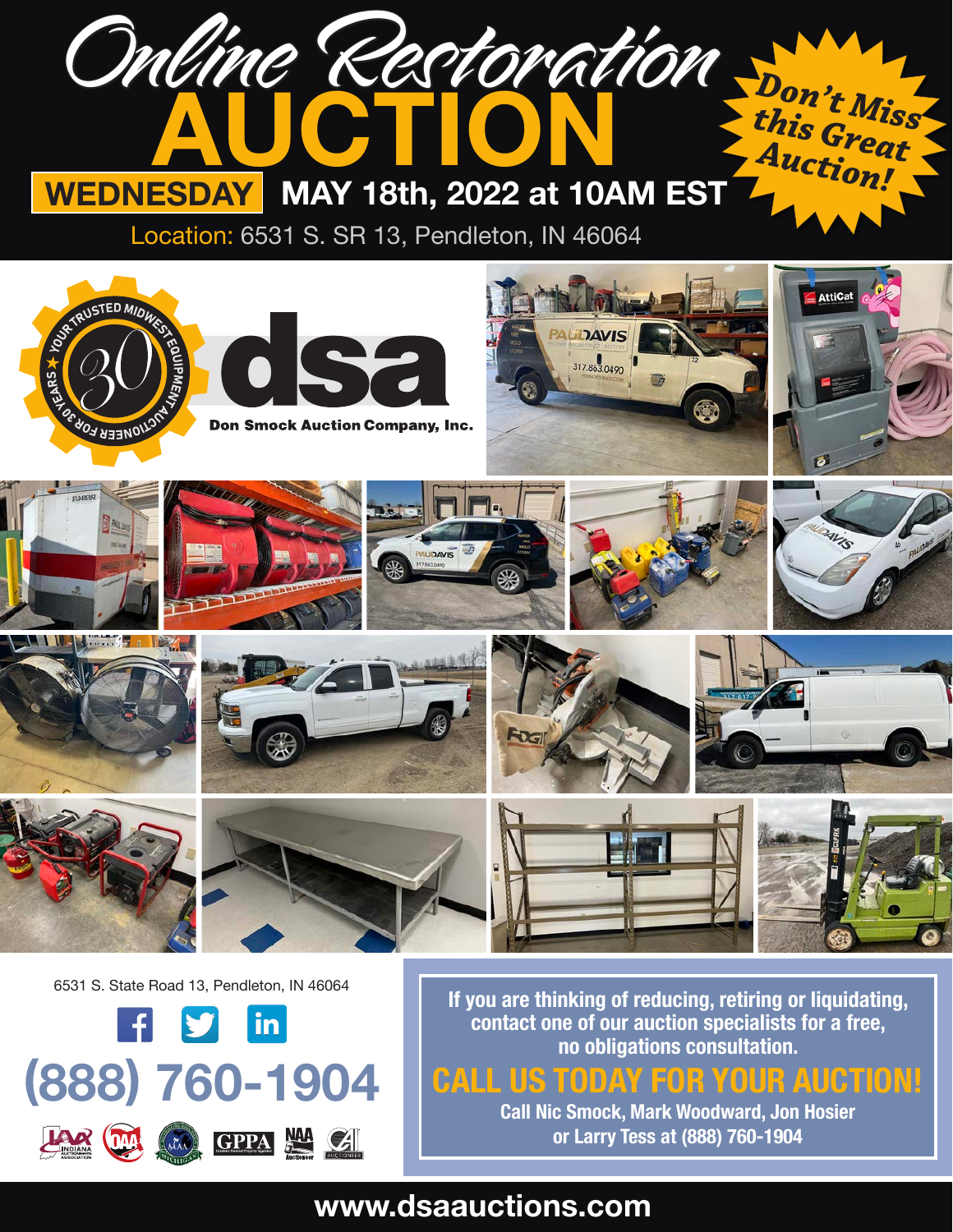# Online Restoration AUCTION

**WEDNESDAY** **MAY 18th, 2022 at 10AM EST**

Location: 6531 S. SR 13, Pendleton, IN 46064

**Don't Miss this Great Auction!**

YOUR TRUSTED MIDWEST EQUIPMENT AUCTIONEER FOR 30 YEARS

**dsa**

**Don Smock Auction Company, Inc.**

6531 S. State Road 13, Pendleton, IN 46064

## (888) 760-1904

**If you are thinking of reducing, retiring or liquidating, contact one of our auction specialists for a free, no obligations consultation.**

## CALL US TODAY FOR YOUR AUCTION!

**Call Nic Smock, Mark Woodward, Jon Hosier or Larry Tess at (888) 760-1904**

**www.dsaauctions.com**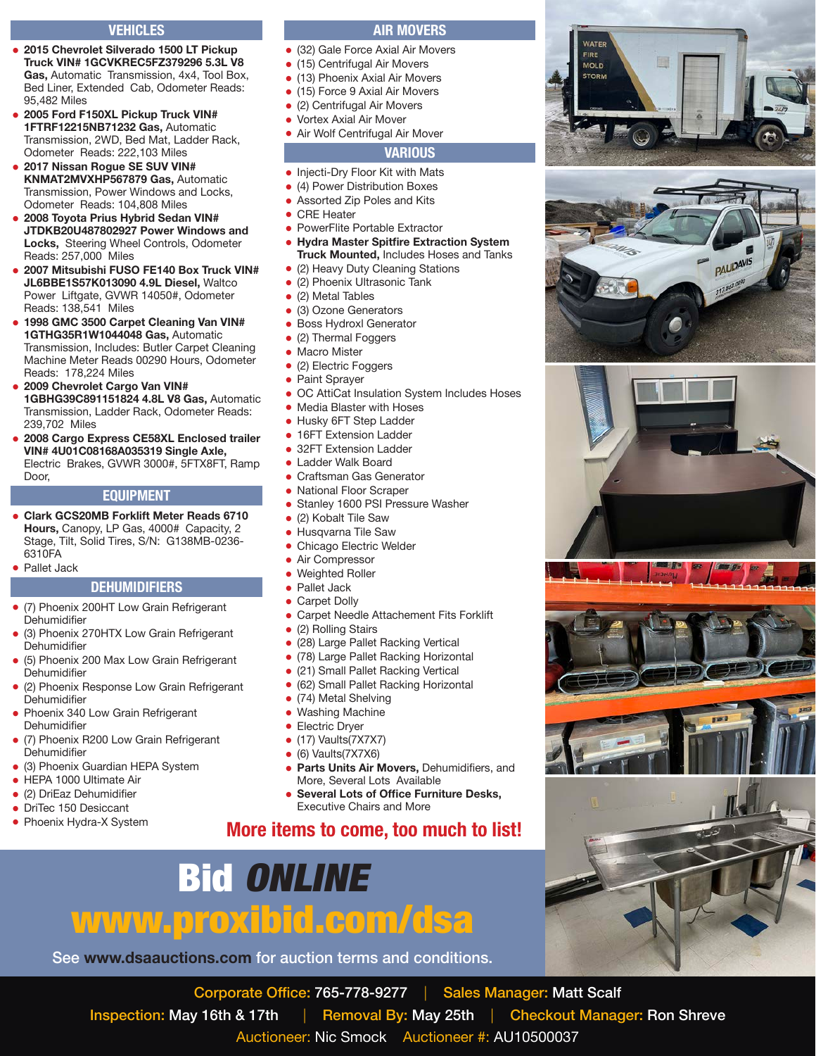## VEHICLES

- **2015 Chevrolet Silverado 1500 LT Pickup Truck VIN# 1GCVKREC5FZ379296 5.3L V8 Gas,** Automatic Transmission, 4x4, Tool Box, Bed Liner, Extended Cab, Odometer Reads: 95,482 Miles
- **2005 Ford F150XL Pickup Truck VIN# 1FTRF12215NB71232 Gas,** Automatic Transmission, 2WD, Bed Mat, Ladder Rack, Odometer Reads: 222,103 Miles
- **2017 Nissan Rogue SE SUV VIN# KNMAT2MVXHP567879 Gas,** Automatic Transmission, Power Windows and Locks, Odometer Reads: 104,808 Miles
- **2008 Toyota Prius Hybrid Sedan VIN# JTDKB20U487802927 Power Windows and Locks,** Steering Wheel Controls, Odometer Reads: 257,000 Miles
- **2007 Mitsubishi FUSO FE140 Box Truck VIN# JL6BBE1S57K013090 4.9L Diesel,** Waltco Power Liftgate, GVWR 14050#, Odometer Reads: 138,541 Miles
- **1998 GMC 3500 Carpet Cleaning Van VIN# 1GTHG35R1W1044048 Gas,** Automatic Transmission, Includes: Butler Carpet Cleaning Machine Meter Reads 00290 Hours, Odometer Reads: 178,224 Miles
- **2009 Chevrolet Cargo Van VIN# 1GBHG39C891151824 4.8L V8 Gas,** Automatic Transmission, Ladder Rack, Odometer Reads: 239,702 Miles
- **2008 Cargo Express CE58XL Enclosed trailer VIN# 4U01C08168A035319 Single Axle,** Electric Brakes, GVWR 3000#, 5FTX8FT, Ramp Door,

## EQUIPMENT

- **Clark GCS20MB Forklift Meter Reads 6710 Hours,** Canopy, LP Gas, 4000# Capacity, 2 Stage, Tilt, Solid Tires, S/N: G138MB-0236-6310FA
- Pallet Jack

## DEHUMIDIFIERS

- (7) Phoenix 200HT Low Grain Refrigerant Dehumidifier
- (3) Phoenix 270HTX Low Grain Refrigerant Dehumidifier
- (5) Phoenix 200 Max Low Grain Refrigerant Dehumidifier
- (2) Phoenix Response Low Grain Refrigerant Dehumidifier
- Phoenix 340 Low Grain Refrigerant Dehumidifier
- (7) Phoenix R200 Low Grain Refrigerant Dehumidifier
- (3) Phoenix Guardian HEPA System
- HEPA 1000 Ultimate Air
- (2) DriEaz Dehumidifier
- DriTec 150 Desiccant
- Phoenix Hydra-X System

## AIR MOVERS

- (32) Gale Force Axial Air Movers
- (15) Centrifugal Air Movers
- (13) Phoenix Axial Air Movers
- (15) Force 9 Axial Air Movers
- (2) Centrifugal Air Movers
- Vortex Axial Air Mover
- Air Wolf Centrifugal Air Mover

## VARIOUS

- Injecti-Dry Floor Kit with Mats
- (4) Power Distribution Boxes
- Assorted Zip Poles and Kits
- CRE Heater
- PowerFlite Portable Extractor
- **Hydra Master Spitfire Extraction System Truck Mounted,** Includes Hoses and Tanks
- (2) Heavy Duty Cleaning Stations
- (2) Phoenix Ultrasonic Tank
- (2) Metal Tables
- (3) Ozone Generators
- Boss Hydroxl Generator
- (2) Thermal Foggers
- Macro Mister
- (2) Electric Foggers
- Paint Sprayer
- OC AttiCat Insulation System Includes Hoses
- Media Blaster with Hoses
- Husky 6FT Step Ladder
- 16FT Extension Ladder
- 32FT Extension Ladder
- Ladder Walk Board
- Craftsman Gas Generator
- National Floor Scraper
- Stanley 1600 PSI Pressure Washer
- (2) Kobalt Tile Saw
- Husqvarna Tile Saw
- Chicago Electric Welder
- Air Compressor
- Weighted Roller
- Pallet Jack
- Carpet Dolly
- Carpet Needle Attachement Fits Forklift
- (2) Rolling Stairs
- (28) Large Pallet Racking Vertical
- (78) Large Pallet Racking Horizontal
- (21) Small Pallet Racking Vertical
- (62) Small Pallet Racking Horizontal
- (74) Metal Shelving
- Washing Machine
- Electric Dryer
- (17) Vaults(7X7X7)
- (6) Vaults(7X7X6)
- **Parts Units Air Movers,** Dehumidifiers, and More, Several Lots Available
- **Several Lots of Office Furniture Desks,** Executive Chairs and More

**More items to come, too much to list!**

# Bid *ONLINE*

# www.proxibid.com/dsa

See **www.dsaauctions.com** for auction terms and conditions.

Corporate Office: 765-778-9277 | Sales Manager: Matt Scalf

Inspection: May 16th & 17th | Removal By: May 25th | Checkout Manager: Ron Shreve

Auctioneer: Nic Smock Auctioneer #: AU10500037